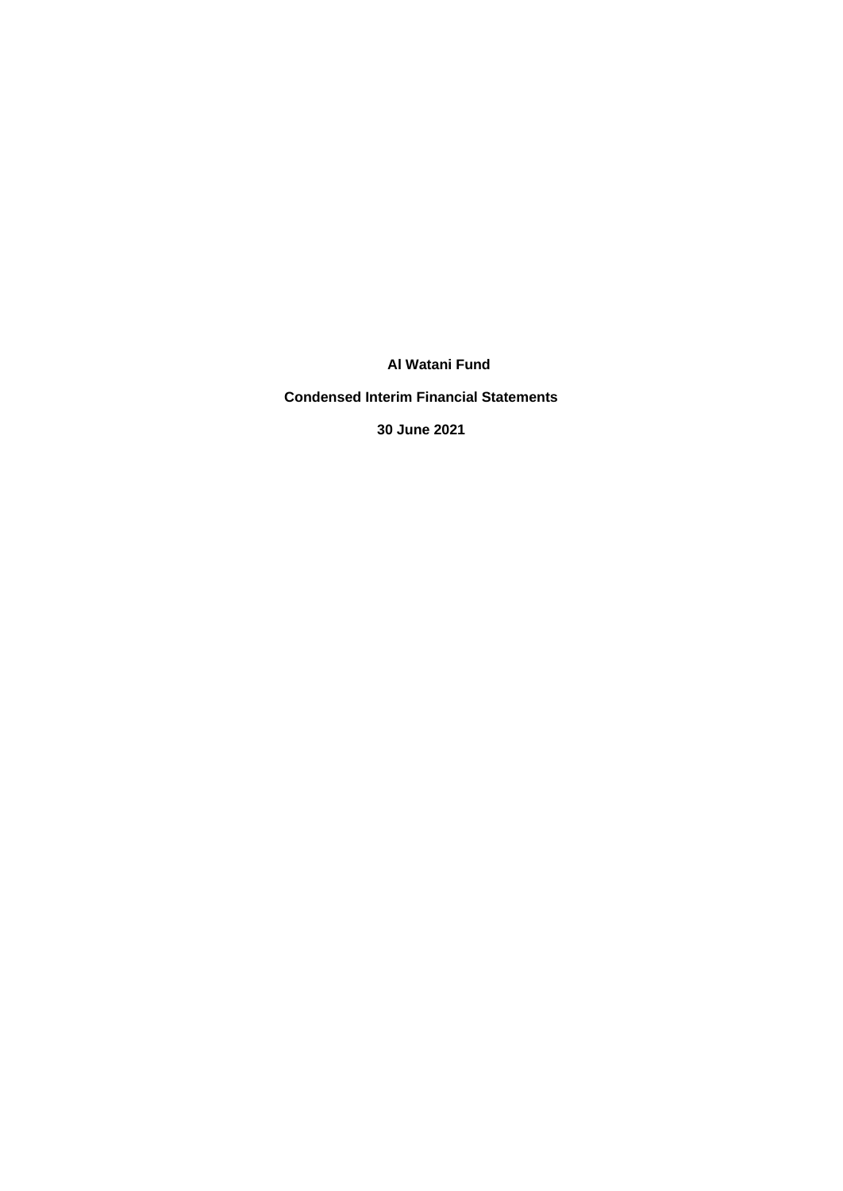# Al Watani Fund

## Condensed Interim Financial Statements

## 30 June 2021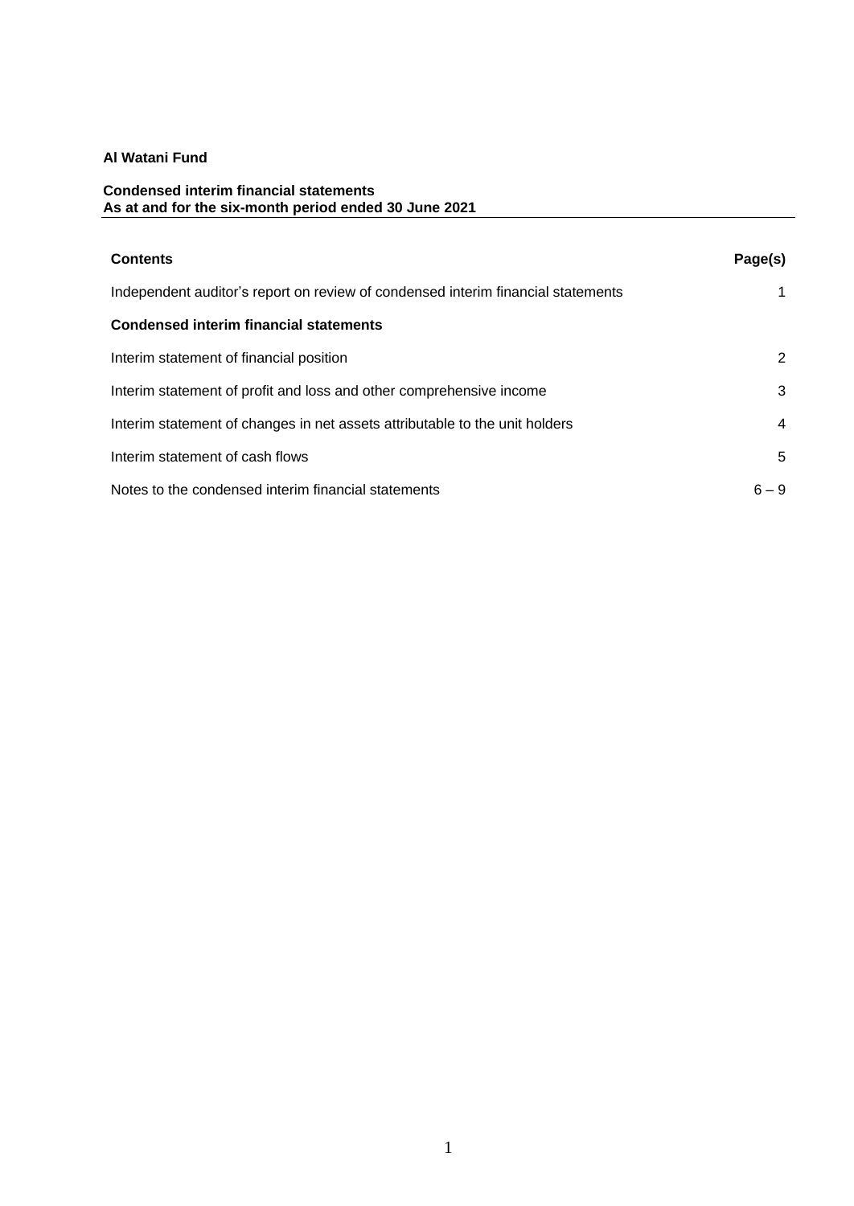**Al Watani Fund**

**Condensed interim financial statements**
**As at and for the six-month period ended 30 June 2021**

| **Contents** | **Page(s)** |
|---|---|
| Independent auditor's report on review of condensed interim financial statements | 1 |
| **Condensed interim financial statements** | |
| Interim statement of financial position | 2 |
| Interim statement of profit and loss and other comprehensive income | 3 |
| Interim statement of changes in net assets attributable to the unit holders | 4 |
| Interim statement of cash flows | 5 |
| Notes to the condensed interim financial statements | 6 – 9 |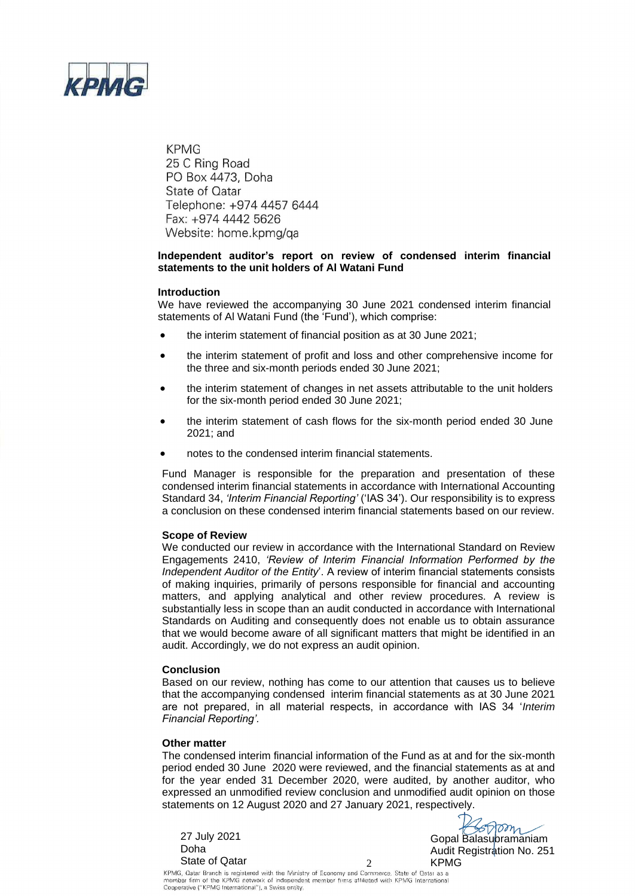KPMG
25 C Ring Road
PO Box 4473, Doha
State of Qatar
Telephone: +974 4457 6444
Fax: +974 4442 5626
Website: home.kpmg/qa

**Independent auditor's report on review of condensed interim financial statements to the unit holders of Al Watani Fund**

**Introduction**

We have reviewed the accompanying 30 June 2021 condensed interim financial statements of Al Watani Fund (the 'Fund'), which comprise:

- the interim statement of financial position as at 30 June 2021;
- the interim statement of profit and loss and other comprehensive income for the three and six-month periods ended 30 June 2021;
- the interim statement of changes in net assets attributable to the unit holders for the six-month period ended 30 June 2021;
- the interim statement of cash flows for the six-month period ended 30 June 2021; and
- notes to the condensed interim financial statements.

Fund Manager is responsible for the preparation and presentation of these condensed interim financial statements in accordance with International Accounting Standard 34, *'Interim Financial Reporting'* ('IAS 34'). Our responsibility is to express a conclusion on these condensed interim financial statements based on our review.

**Scope of Review**

We conducted our review in accordance with the International Standard on Review Engagements 2410, *'Review of Interim Financial Information Performed by the Independent Auditor of the Entity*'. A review of interim financial statements consists of making inquiries, primarily of persons responsible for financial and accounting matters, and applying analytical and other review procedures. A review is substantially less in scope than an audit conducted in accordance with International Standards on Auditing and consequently does not enable us to obtain assurance that we would become aware of all significant matters that might be identified in an audit. Accordingly, we do not express an audit opinion.

**Conclusion**

Based on our review, nothing has come to our attention that causes us to believe that the accompanying condensed interim financial statements as at 30 June 2021 are not prepared, in all material respects, in accordance with IAS 34 '*Interim Financial Reporting'*.

**Other matter**

The condensed interim financial information of the Fund as at and for the six-month period ended 30 June 2020 were reviewed, and the financial statements as at and for the year ended 31 December 2020, were audited, by another auditor, who expressed an unmodified review conclusion and unmodified audit opinion on those statements on 12 August 2020 and 27 January 2021, respectively.

27 July 2021
Doha
State of Qatar

Gopal Balasubramaniam
Audit Registration No. 251
KPMG

KPMG, Qatar Branch is registered with the Ministry of Economy and Commerce, State of Qatar as a member firm of the KPMG network of independent member firms affiliated with KPMG International Cooperative ("KPMG International"), a Swiss entity.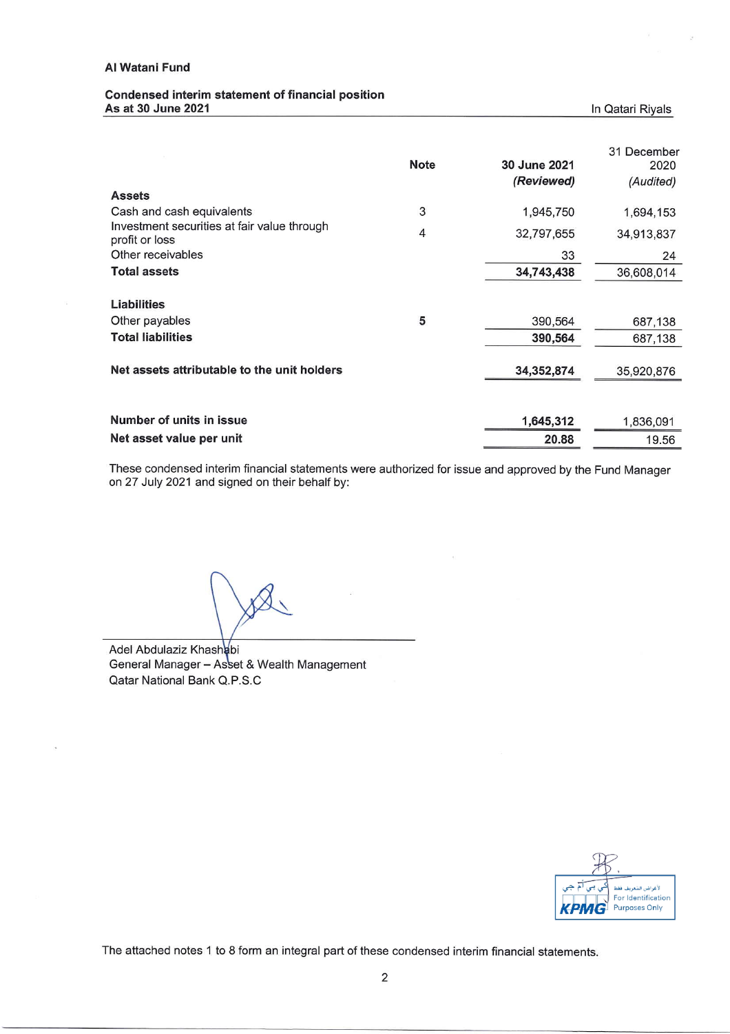**Al Watani Fund**

**Condensed interim statement of financial position**
**As at 30 June 2021**

In Qatari Riyals

| | Note | 30 June 2021 *(Reviewed)* | 31 December 2020 *(Audited)* |
|---|---|---|---|
| **Assets** | | | |
| Cash and cash equivalents | 3 | 1,945,750 | 1,694,153 |
| Investment securities at fair value through profit or loss | 4 | 32,797,655 | 34,913,837 |
| Other receivables | | 33 | 24 |
| **Total assets** | | **34,743,438** | 36,608,014 |
| **Liabilities** | | | |
| Other payables | **5** | 390,564 | 687,138 |
| **Total liabilities** | | **390,564** | 687,138 |
| **Net assets attributable to the unit holders** | | **34,352,874** | 35,920,876 |
| **Number of units in issue** | | **1,645,312** | 1,836,091 |
| **Net asset value per unit** | | **20.88** | 19.56 |

These condensed interim financial statements were authorized for issue and approved by the Fund Manager on 27 July 2021 and signed on their behalf by:

Adel Abdulaziz Khashabi
General Manager – Asset & Wealth Management
Qatar National Bank Q.P.S.C

KPMG
كي بي إم جي
لأغراض التعريف فقط
For Identification Purposes Only

The attached notes 1 to 8 form an integral part of these condensed interim financial statements.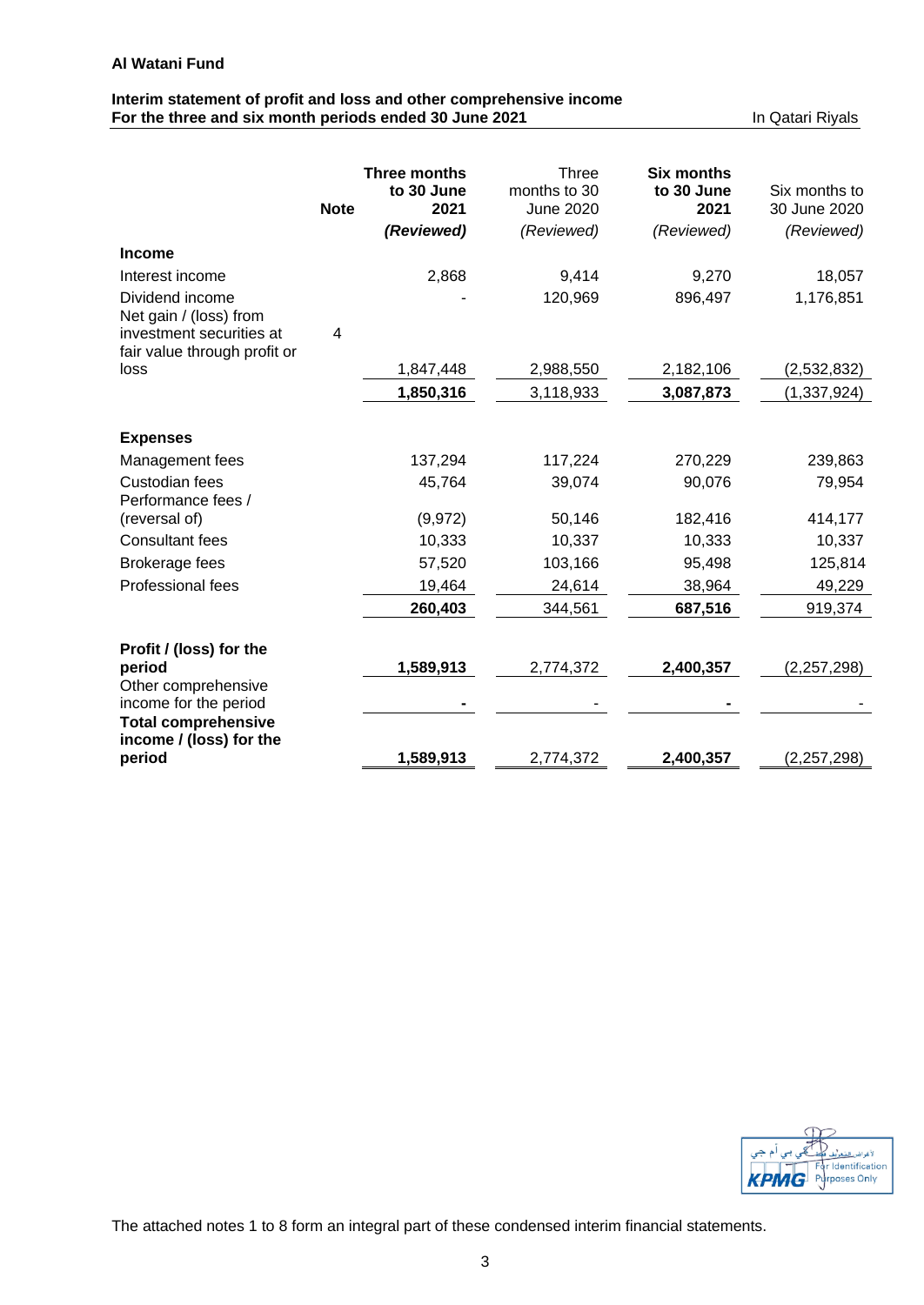**Al Watani Fund**

**Interim statement of profit and loss and other comprehensive income**
**For the three and six month periods ended 30 June 2021**

In Qatari Riyals

| | Note | **Three months to 30 June 2021** *(Reviewed)* | Three months to 30 June 2020 *(Reviewed)* | **Six months to 30 June 2021** *(Reviewed)* | Six months to 30 June 2020 *(Reviewed)* |
|---|---|---|---|---|---|
| **Income** | | | | | |
| Interest income | | 2,868 | 9,414 | 9,270 | 18,057 |
| Dividend income | | - | 120,969 | 896,497 | 1,176,851 |
| Net gain / (loss) from investment securities at fair value through profit or loss | 4 | 1,847,448 | 2,988,550 | 2,182,106 | (2,532,832) |
| | | **1,850,316** | 3,118,933 | **3,087,873** | (1,337,924) |
| **Expenses** | | | | | |
| Management fees | | 137,294 | 117,224 | 270,229 | 239,863 |
| Custodian fees | | 45,764 | 39,074 | 90,076 | 79,954 |
| Performance fees / (reversal of) | | (9,972) | 50,146 | 182,416 | 414,177 |
| Consultant fees | | 10,333 | 10,337 | 10,333 | 10,337 |
| Brokerage fees | | 57,520 | 103,166 | 95,498 | 125,814 |
| Professional fees | | 19,464 | 24,614 | 38,964 | 49,229 |
| | | **260,403** | 344,561 | **687,516** | 919,374 |
| **Profit / (loss) for the period** | | **1,589,913** | 2,774,372 | **2,400,357** | (2,257,298) |
| Other comprehensive income for the period | | **-** | - | **-** | - |
| **Total comprehensive income / (loss) for the period** | | **1,589,913** | 2,774,372 | **2,400,357** | (2,257,298) |

The attached notes 1 to 8 form an integral part of these condensed interim financial statements.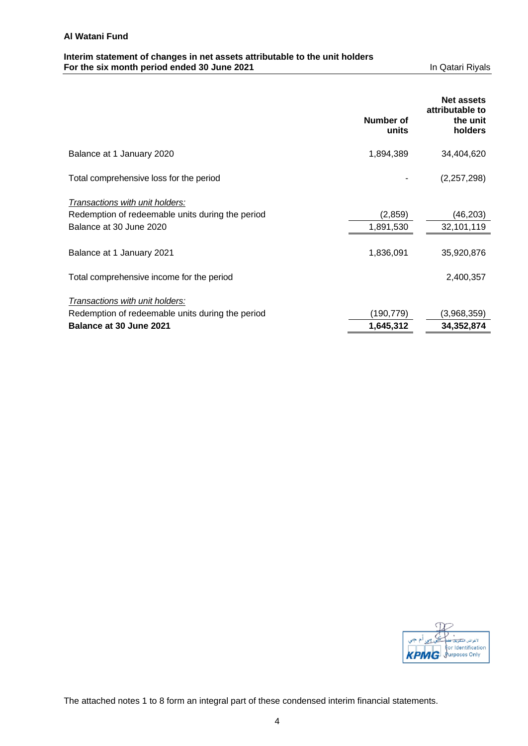**Al Watani Fund**

**Interim statement of changes in net assets attributable to the unit holders**
**For the six month period ended 30 June 2021**

In Qatari Riyals

| | **Number of units** | **Net assets attributable to the unit holders** |
|---|---|---|
| Balance at 1 January 2020 | 1,894,389 | 34,404,620 |
| Total comprehensive loss for the period | - | (2,257,298) |
| *Transactions with unit holders:* | | |
| Redemption of redeemable units during the period | (2,859) | (46,203) |
| Balance at 30 June 2020 | 1,891,530 | 32,101,119 |
| Balance at 1 January 2021 | 1,836,091 | 35,920,876 |
| Total comprehensive income for the period | | 2,400,357 |
| *Transactions with unit holders:* | | |
| Redemption of redeemable units during the period | (190,779) | (3,968,359) |
| **Balance at 30 June 2021** | **1,645,312** | **34,352,874** |

لأغراض التعريف فقط
For Identification Purposes Only
KPMG

The attached notes 1 to 8 form an integral part of these condensed interim financial statements.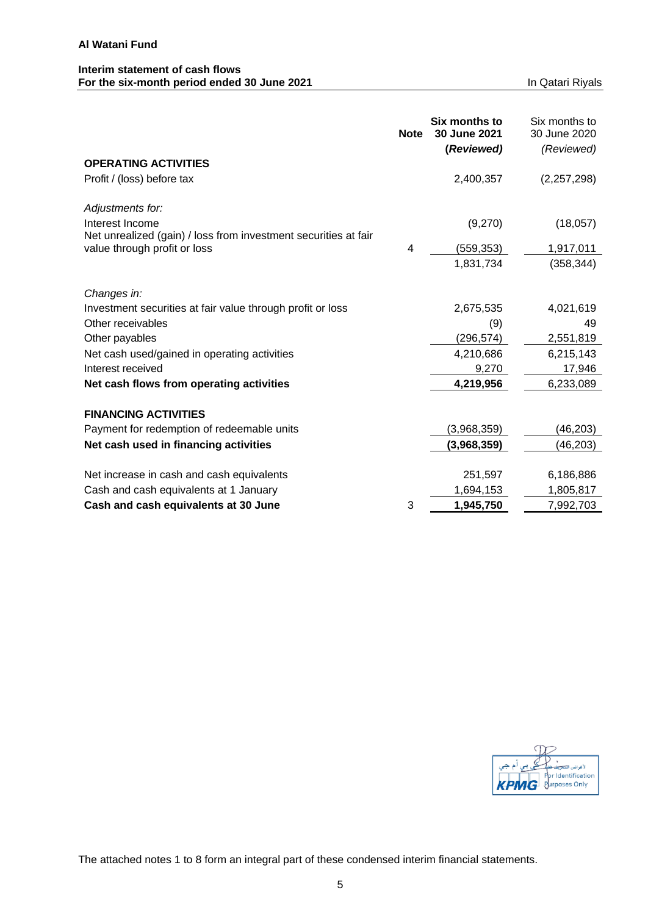**Al Watani Fund**

**Interim statement of cash flows**
**For the six-month period ended 30 June 2021**

In Qatari Riyals

| | Note | **Six months to 30 June 2021 *(Reviewed)*** | Six months to 30 June 2020 *(Reviewed)* |
|---|---|---|---|
| **OPERATING ACTIVITIES** | | | |
| Profit / (loss) before tax | | 2,400,357 | (2,257,298) |
| *Adjustments for:* | | | |
| Interest Income | | (9,270) | (18,057) |
| Net unrealized (gain) / loss from investment securities at fair value through profit or loss | 4 | (559,353) | 1,917,011 |
| | | 1,831,734 | (358,344) |
| *Changes in:* | | | |
| Investment securities at fair value through profit or loss | | 2,675,535 | 4,021,619 |
| Other receivables | | (9) | 49 |
| Other payables | | (296,574) | 2,551,819 |
| Net cash used/gained in operating activities | | 4,210,686 | 6,215,143 |
| Interest received | | 9,270 | 17,946 |
| **Net cash flows from operating activities** | | **4,219,956** | 6,233,089 |
| **FINANCING ACTIVITIES** | | | |
| Payment for redemption of redeemable units | | (3,968,359) | (46,203) |
| **Net cash used in financing activities** | | **(3,968,359)** | (46,203) |
| Net increase in cash and cash equivalents | | 251,597 | 6,186,886 |
| Cash and cash equivalents at 1 January | | 1,694,153 | 1,805,817 |
| **Cash and cash equivalents at 30 June** | 3 | **1,945,750** | 7,992,703 |

The attached notes 1 to 8 form an integral part of these condensed interim financial statements.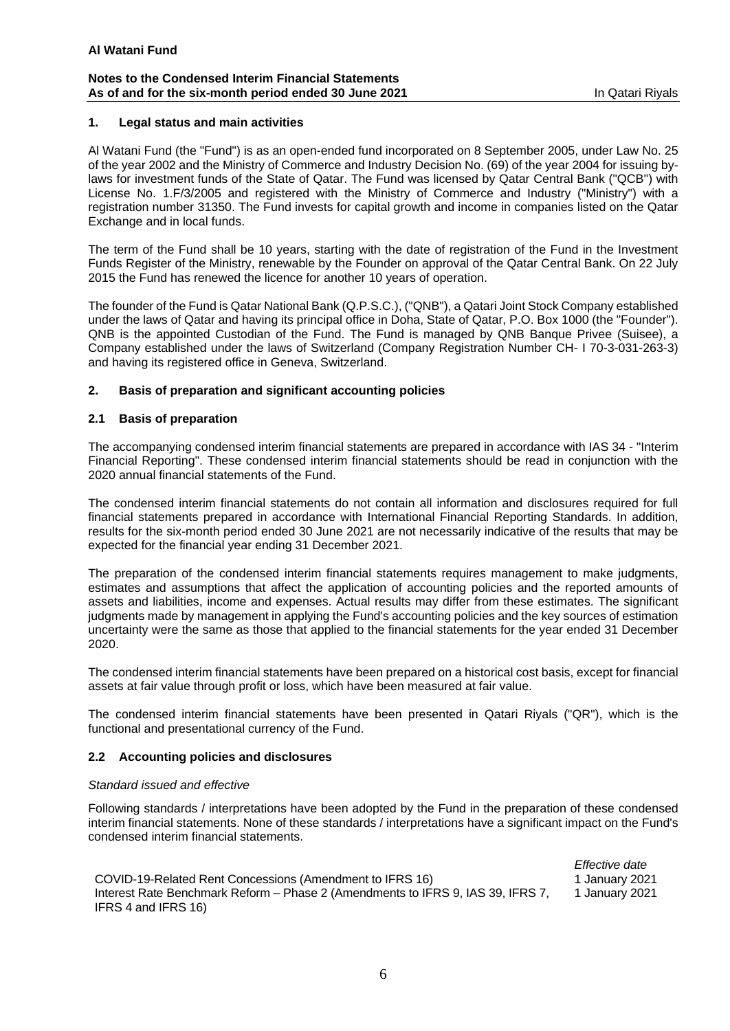**Al Watani Fund**

**Notes to the Condensed Interim Financial Statements**
**As of and for the six-month period ended 30 June 2021** In Qatari Riyals

## 1. Legal status and main activities

Al Watani Fund (the "Fund") is as an open-ended fund incorporated on 8 September 2005, under Law No. 25 of the year 2002 and the Ministry of Commerce and Industry Decision No. (69) of the year 2004 for issuing by-laws for investment funds of the State of Qatar. The Fund was licensed by Qatar Central Bank ("QCB") with License No. 1.F/3/2005 and registered with the Ministry of Commerce and Industry ("Ministry") with a registration number 31350. The Fund invests for capital growth and income in companies listed on the Qatar Exchange and in local funds.

The term of the Fund shall be 10 years, starting with the date of registration of the Fund in the Investment Funds Register of the Ministry, renewable by the Founder on approval of the Qatar Central Bank. On 22 July 2015 the Fund has renewed the licence for another 10 years of operation.

The founder of the Fund is Qatar National Bank (Q.P.S.C.), ("QNB"), a Qatari Joint Stock Company established under the laws of Qatar and having its principal office in Doha, State of Qatar, P.O. Box 1000 (the "Founder"). QNB is the appointed Custodian of the Fund. The Fund is managed by QNB Banque Privee (Suisee), a Company established under the laws of Switzerland (Company Registration Number CH- I 70-3-031-263-3) and having its registered office in Geneva, Switzerland.

## 2. Basis of preparation and significant accounting policies

### 2.1 Basis of preparation

The accompanying condensed interim financial statements are prepared in accordance with IAS 34 - "Interim Financial Reporting". These condensed interim financial statements should be read in conjunction with the 2020 annual financial statements of the Fund.

The condensed interim financial statements do not contain all information and disclosures required for full financial statements prepared in accordance with International Financial Reporting Standards. In addition, results for the six-month period ended 30 June 2021 are not necessarily indicative of the results that may be expected for the financial year ending 31 December 2021.

The preparation of the condensed interim financial statements requires management to make judgments, estimates and assumptions that affect the application of accounting policies and the reported amounts of assets and liabilities, income and expenses. Actual results may differ from these estimates. The significant judgments made by management in applying the Fund's accounting policies and the key sources of estimation uncertainty were the same as those that applied to the financial statements for the year ended 31 December 2020.

The condensed interim financial statements have been prepared on a historical cost basis, except for financial assets at fair value through profit or loss, which have been measured at fair value.

The condensed interim financial statements have been presented in Qatari Riyals ("QR"), which is the functional and presentational currency of the Fund.

### 2.2 Accounting policies and disclosures

*Standard issued and effective*

Following standards / interpretations have been adopted by the Fund in the preparation of these condensed interim financial statements. None of these standards / interpretations have a significant impact on the Fund's condensed interim financial statements.

| | *Effective date* |
|---|---|
| COVID-19-Related Rent Concessions (Amendment to IFRS 16) | 1 January 2021 |
| Interest Rate Benchmark Reform – Phase 2 (Amendments to IFRS 9, IAS 39, IFRS 7, IFRS 4 and IFRS 16) | 1 January 2021 |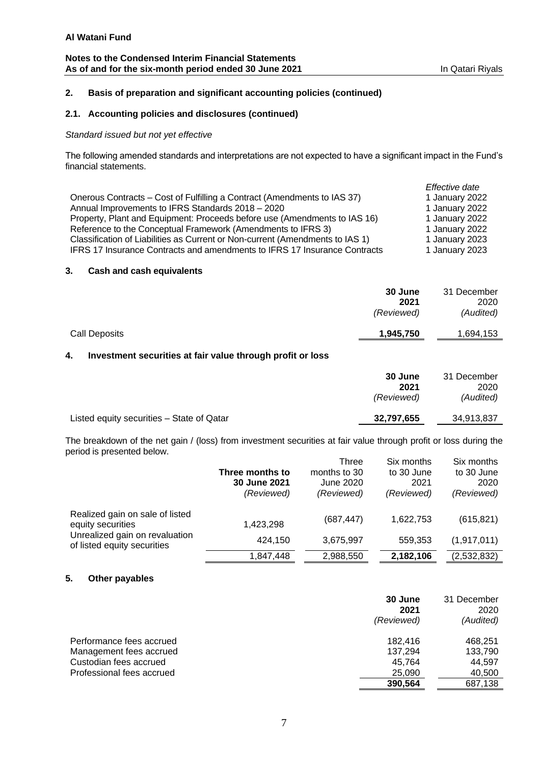## 2. Basis of preparation and significant accounting policies (continued)

### 2.1. Accounting policies and disclosures (continued)

*Standard issued but not yet effective*

The following amended standards and interpretations are not expected to have a significant impact in the Fund's financial statements.

| | *Effective date* |
|---|---|
| Onerous Contracts – Cost of Fulfilling a Contract (Amendments to IAS 37) | 1 January 2022 |
| Annual Improvements to IFRS Standards 2018 – 2020 | 1 January 2022 |
| Property, Plant and Equipment: Proceeds before use (Amendments to IAS 16) | 1 January 2022 |
| Reference to the Conceptual Framework (Amendments to IFRS 3) | 1 January 2022 |
| Classification of Liabilities as Current or Non-current (Amendments to IAS 1) | 1 January 2023 |
| IFRS 17 Insurance Contracts and amendments to IFRS 17 Insurance Contracts | 1 January 2023 |

## 3. Cash and cash equivalents

| | **30 June 2021** *(Reviewed)* | 31 December 2020 *(Audited)* |
|---|---|---|
| Call Deposits | **1,945,750** | 1,694,153 |

## 4. Investment securities at fair value through profit or loss

| | **30 June 2021** *(Reviewed)* | 31 December 2020 *(Audited)* |
|---|---|---|
| Listed equity securities – State of Qatar | **32,797,655** | 34,913,837 |

The breakdown of the net gain / (loss) from investment securities at fair value through profit or loss during the period is presented below.

| | **Three months to 30 June 2021** *(Reviewed)* | Three months to 30 June 2020 *(Reviewed)* | Six months to 30 June 2021 *(Reviewed)* | Six months to 30 June 2020 *(Reviewed)* |
|---|---|---|---|---|
| Realized gain on sale of listed equity securities | 1,423,298 | (687,447) | 1,622,753 | (615,821) |
| Unrealized gain on revaluation of listed equity securities | 424,150 | 3,675,997 | 559,353 | (1,917,011) |
| | 1,847,448 | 2,988,550 | **2,182,106** | (2,532,832) |

## 5. Other payables

| | **30 June 2021** *(Reviewed)* | 31 December 2020 *(Audited)* |
|---|---|---|
| Performance fees accrued | 182,416 | 468,251 |
| Management fees accrued | 137,294 | 133,790 |
| Custodian fees accrued | 45,764 | 44,597 |
| Professional fees accrued | 25,090 | 40,500 |
| | **390,564** | 687,138 |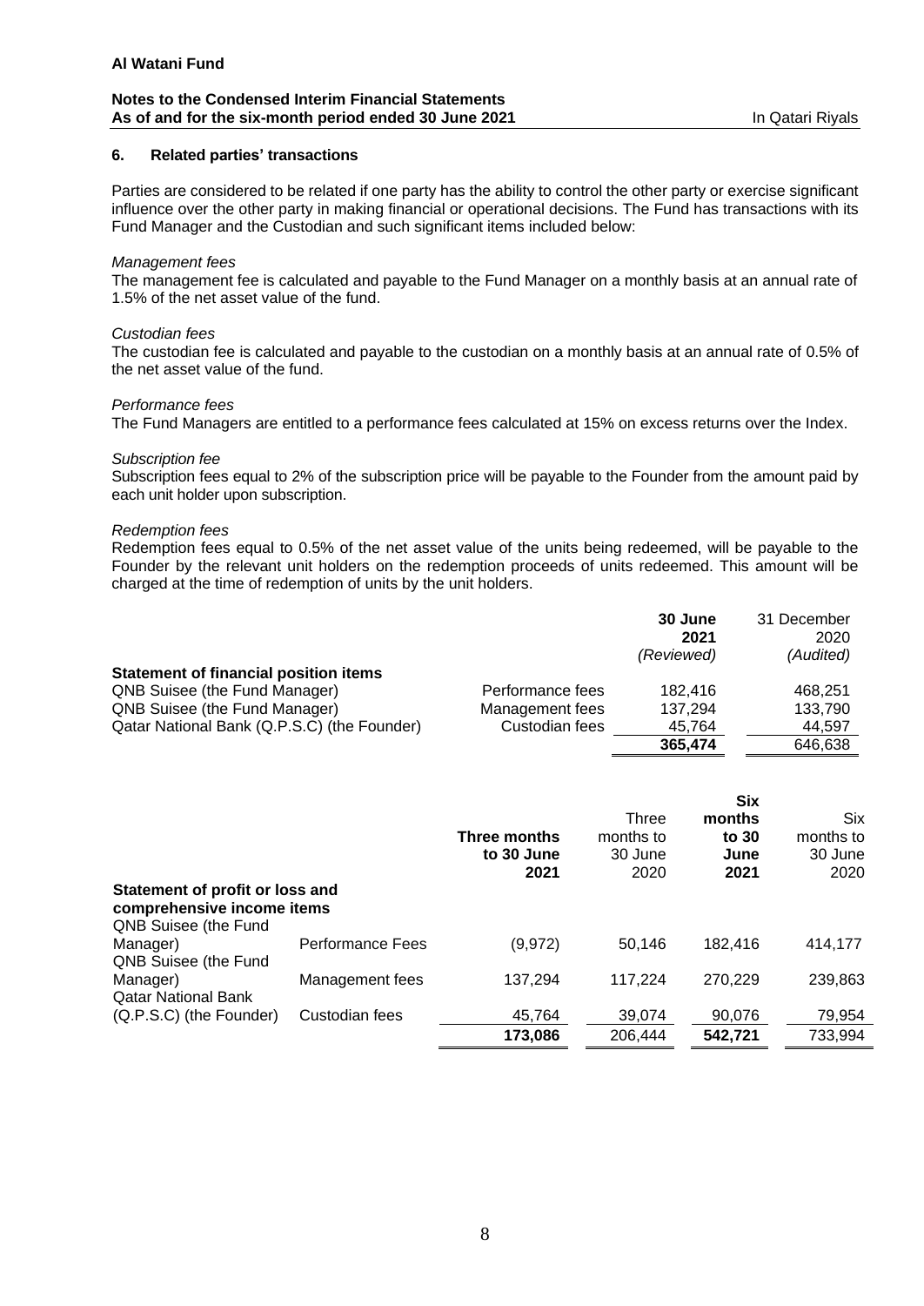## 6. Related parties' transactions

Parties are considered to be related if one party has the ability to control the other party or exercise significant influence over the other party in making financial or operational decisions. The Fund has transactions with its Fund Manager and the Custodian and such significant items included below:

*Management fees*

The management fee is calculated and payable to the Fund Manager on a monthly basis at an annual rate of 1.5% of the net asset value of the fund.

*Custodian fees*

The custodian fee is calculated and payable to the custodian on a monthly basis at an annual rate of 0.5% of the net asset value of the fund.

*Performance fees*

The Fund Managers are entitled to a performance fees calculated at 15% on excess returns over the Index.

*Subscription fee*

Subscription fees equal to 2% of the subscription price will be payable to the Founder from the amount paid by each unit holder upon subscription.

*Redemption fees*

Redemption fees equal to 0.5% of the net asset value of the units being redeemed, will be payable to the Founder by the relevant unit holders on the redemption proceeds of units redeemed. This amount will be charged at the time of redemption of units by the unit holders.

| | | **30 June 2021** *(Reviewed)* | 31 December 2020 *(Audited)* |
|---|---|---|---|
| **Statement of financial position items** | | | |
| QNB Suisee (the Fund Manager) | Performance fees | 182,416 | 468,251 |
| QNB Suisee (the Fund Manager) | Management fees | 137,294 | 133,790 |
| Qatar National Bank (Q.P.S.C) (the Founder) | Custodian fees | 45,764 | 44,597 |
| | | **365,474** | 646,638 |

| | | **Three months to 30 June 2021** | Three months to 30 June 2020 | **Six months to 30 June 2021** | Six months to 30 June 2020 |
|---|---|---|---|---|---|
| **Statement of profit or loss and comprehensive income items** | | | | | |
| QNB Suisee (the Fund Manager) | Performance Fees | (9,972) | 50,146 | 182,416 | 414,177 |
| QNB Suisee (the Fund Manager) | Management fees | 137,294 | 117,224 | 270,229 | 239,863 |
| Qatar National Bank (Q.P.S.C) (the Founder) | Custodian fees | 45,764 | 39,074 | 90,076 | 79,954 |
| | | **173,086** | 206,444 | **542,721** | 733,994 |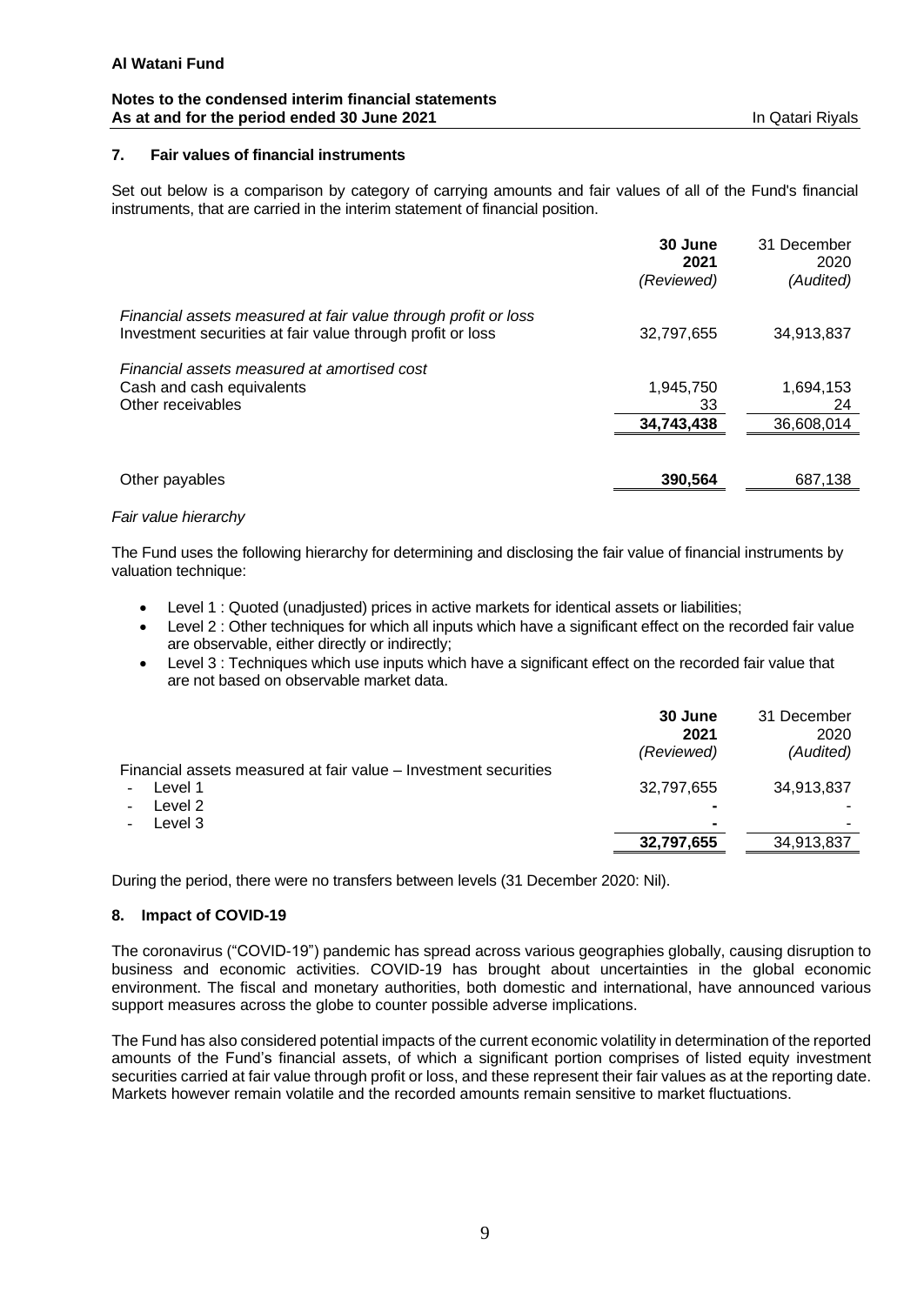## 7. Fair values of financial instruments

Set out below is a comparison by category of carrying amounts and fair values of all of the Fund's financial instruments, that are carried in the interim statement of financial position.

| | 30 June 2021 (Reviewed) | 31 December 2020 (Audited) |
|---|---|---|
| *Financial assets measured at fair value through profit or loss* | | |
| Investment securities at fair value through profit or loss | 32,797,655 | 34,913,837 |
| *Financial assets measured at amortised cost* | | |
| Cash and cash equivalents | 1,945,750 | 1,694,153 |
| Other receivables | 33 | 24 |
| | **34,743,438** | 36,608,014 |
| Other payables | **390,564** | 687,138 |

*Fair value hierarchy*

The Fund uses the following hierarchy for determining and disclosing the fair value of financial instruments by valuation technique:

- Level 1 : Quoted (unadjusted) prices in active markets for identical assets or liabilities;
- Level 2 : Other techniques for which all inputs which have a significant effect on the recorded fair value are observable, either directly or indirectly;
- Level 3 : Techniques which use inputs which have a significant effect on the recorded fair value that are not based on observable market data.

| | 30 June 2021 (Reviewed) | 31 December 2020 (Audited) |
|---|---|---|
| Financial assets measured at fair value – Investment securities | | |
| - Level 1 | 32,797,655 | 34,913,837 |
| - Level 2 | - | - |
| - Level 3 | - | - |
| | **32,797,655** | 34,913,837 |

During the period, there were no transfers between levels (31 December 2020: Nil).

## 8. Impact of COVID-19

The coronavirus ("COVID-19") pandemic has spread across various geographies globally, causing disruption to business and economic activities. COVID-19 has brought about uncertainties in the global economic environment. The fiscal and monetary authorities, both domestic and international, have announced various support measures across the globe to counter possible adverse implications.

The Fund has also considered potential impacts of the current economic volatility in determination of the reported amounts of the Fund's financial assets, of which a significant portion comprises of listed equity investment securities carried at fair value through profit or loss, and these represent their fair values as at the reporting date. Markets however remain volatile and the recorded amounts remain sensitive to market fluctuations.